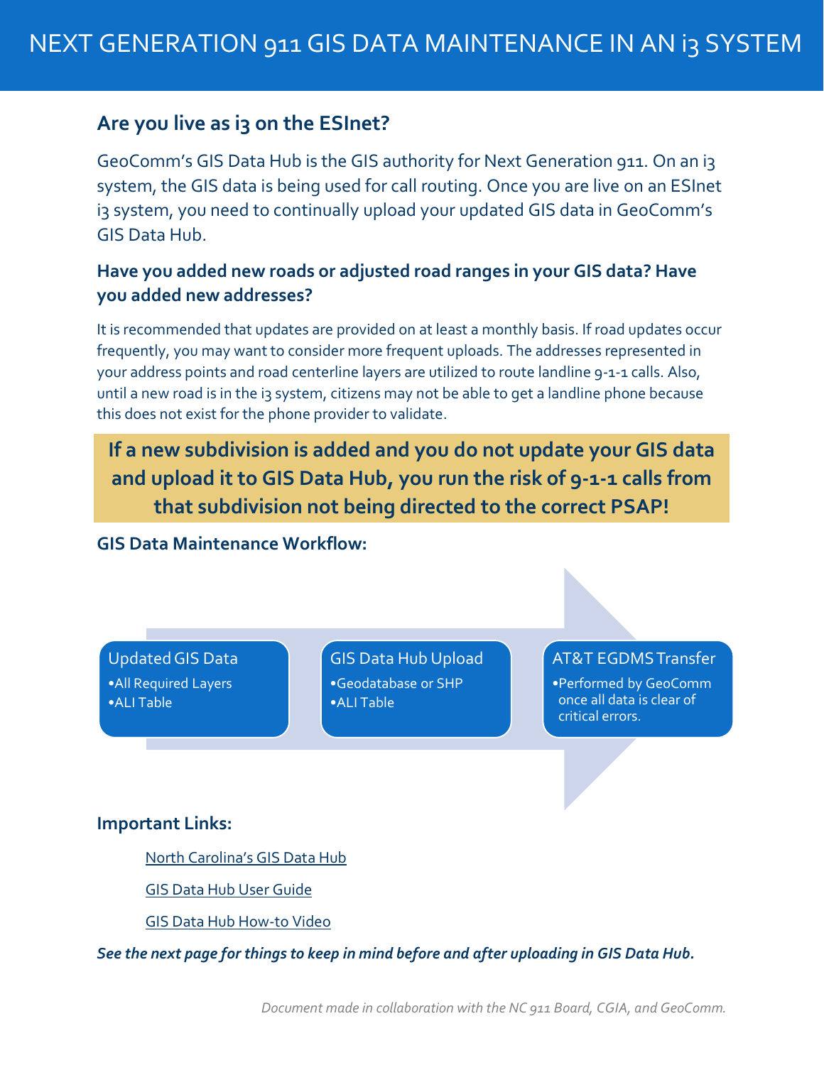# NEXT GENERATION 911 GIS DATA MAINTENANCE IN AN i3 SYSTEM

## Are you live as i3 on the ESInet?

GeoComm's GIS Data Hub is the GIS authority for Next Generation 911. On an i3 system, the GIS data is being used for call routing. Once you are live on an ESInet i3 system, you need to continually upload your updated GIS data in GeoComm's GIS Data Hub.

### Have you added new roads or adjusted road ranges in your GIS data? Have you added new addresses?

It is recommended that updates are provided on at least a monthly basis. If road updates occur frequently, you may want to consider more frequent uploads. The addresses represented in your address points and road centerline layers are utilized to route landline 9-1-1 calls. Also, until a new road is in the i3 system, citizens may not be able to get a landline phone because this does not exist for the phone provider to validate.

**If a new subdivision is added and you do not update your GIS data and upload it to GIS Data Hub, you run the risk of 9-1-1 calls from that subdivision not being directed to the correct PSAP!**

### GIS Data Maintenance Workflow:

**Updated GIS Data**
- All Required Layers
- ALI Table

**GIS Data Hub Upload**
- Geodatabase or SHP
- ALI Table

**AT&T EGDMS Transfer**
- Performed by GeoComm once all data is clear of critical errors.

### Important Links:

- North Carolina's GIS Data Hub
- GIS Data Hub User Guide
- GIS Data Hub How-to Video

***See the next page for things to keep in mind before and after uploading in GIS Data Hub.***

*Document made in collaboration with the NC 911 Board, CGIA, and GeoComm.*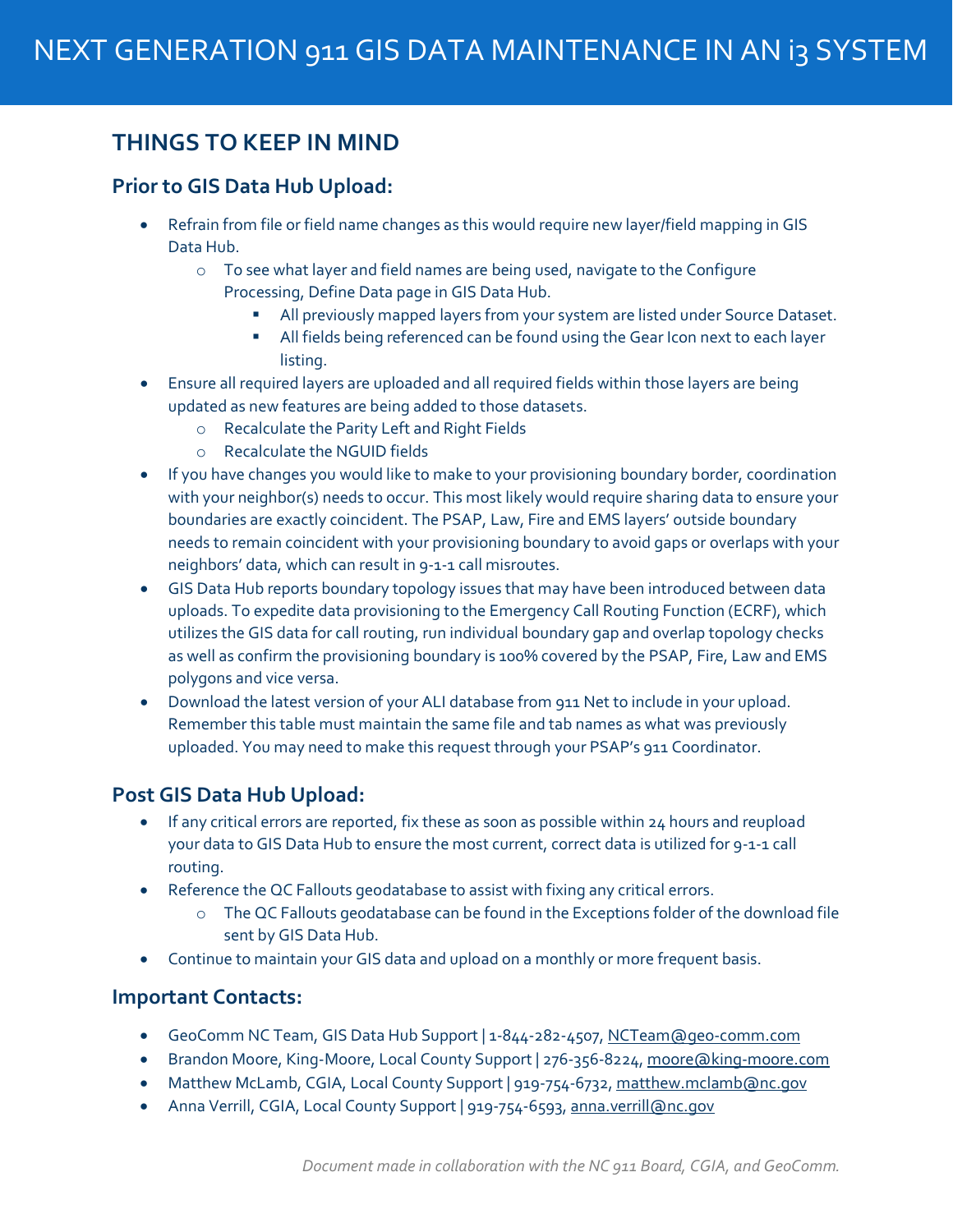# NEXT GENERATION 911 GIS DATA MAINTENANCE IN AN i3 SYSTEM

## THINGS TO KEEP IN MIND

### Prior to GIS Data Hub Upload:

- Refrain from file or field name changes as this would require new layer/field mapping in GIS Data Hub.
  - To see what layer and field names are being used, navigate to the Configure Processing, Define Data page in GIS Data Hub.
    - All previously mapped layers from your system are listed under Source Dataset.
    - All fields being referenced can be found using the Gear Icon next to each layer listing.
- Ensure all required layers are uploaded and all required fields within those layers are being updated as new features are being added to those datasets.
  - Recalculate the Parity Left and Right Fields
  - Recalculate the NGUID fields
- If you have changes you would like to make to your provisioning boundary border, coordination with your neighbor(s) needs to occur. This most likely would require sharing data to ensure your boundaries are exactly coincident. The PSAP, Law, Fire and EMS layers' outside boundary needs to remain coincident with your provisioning boundary to avoid gaps or overlaps with your neighbors' data, which can result in 9-1-1 call misroutes.
- GIS Data Hub reports boundary topology issues that may have been introduced between data uploads. To expedite data provisioning to the Emergency Call Routing Function (ECRF), which utilizes the GIS data for call routing, run individual boundary gap and overlap topology checks as well as confirm the provisioning boundary is 100% covered by the PSAP, Fire, Law and EMS polygons and vice versa.
- Download the latest version of your ALI database from 911 Net to include in your upload. Remember this table must maintain the same file and tab names as what was previously uploaded. You may need to make this request through your PSAP's 911 Coordinator.

### Post GIS Data Hub Upload:

- If any critical errors are reported, fix these as soon as possible within 24 hours and reupload your data to GIS Data Hub to ensure the most current, correct data is utilized for 9-1-1 call routing.
- Reference the QC Fallouts geodatabase to assist with fixing any critical errors.
  - The QC Fallouts geodatabase can be found in the Exceptions folder of the download file sent by GIS Data Hub.
- Continue to maintain your GIS data and upload on a monthly or more frequent basis.

### Important Contacts:

- GeoComm NC Team, GIS Data Hub Support | 1-844-282-4507, NCTeam@geo-comm.com
- Brandon Moore, King-Moore, Local County Support | 276-356-8224, moore@king-moore.com
- Matthew McLamb, CGIA, Local County Support | 919-754-6732, matthew.mclamb@nc.gov
- Anna Verrill, CGIA, Local County Support | 919-754-6593, anna.verrill@nc.gov

*Document made in collaboration with the NC 911 Board, CGIA, and GeoComm.*